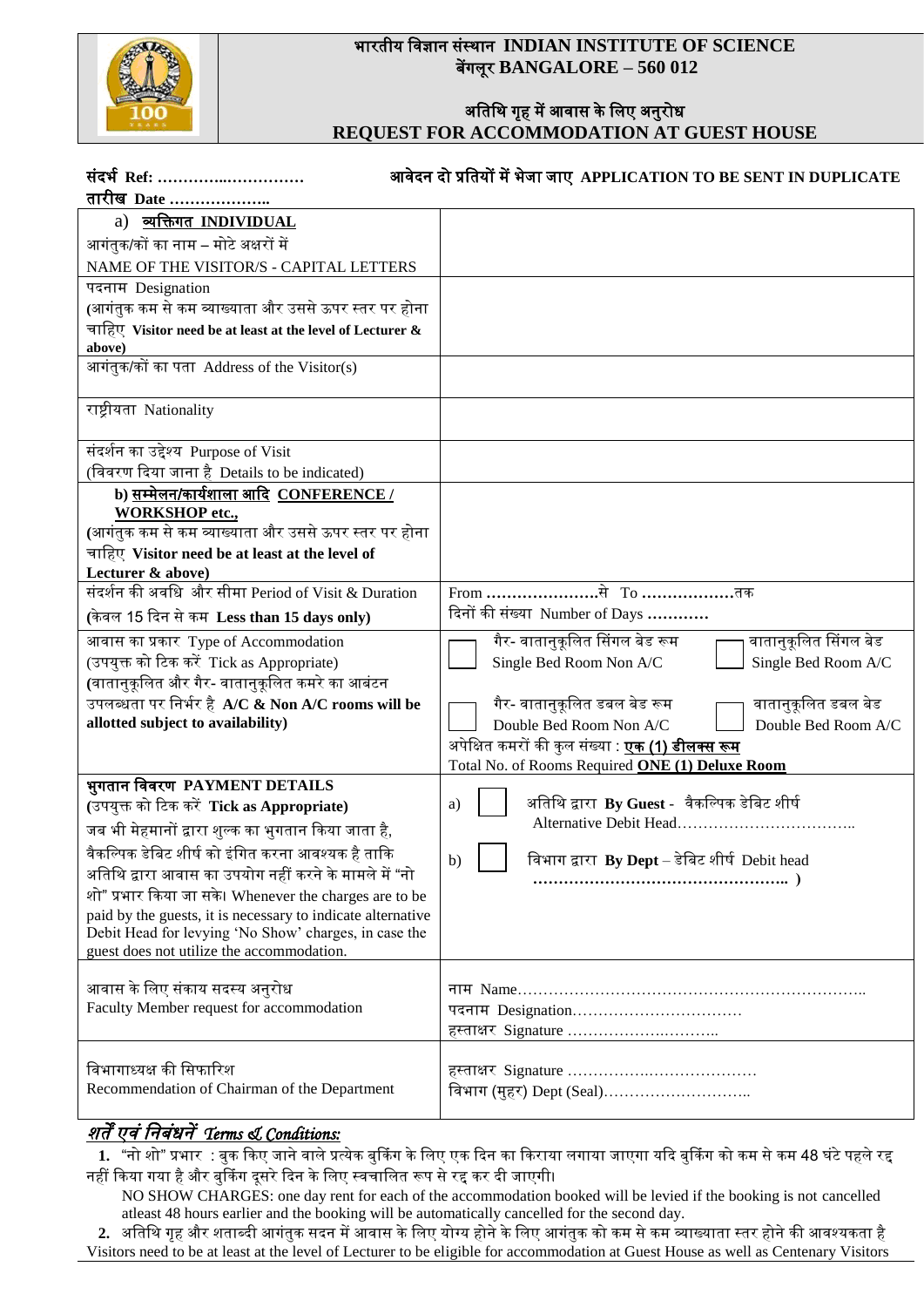# भारतीय विज्ञान संस्थान INDIAN INSTITUTE OF SCIENCE
## बेंगलूर BANGALORE – 560 012

## अतिथि गृह में आवास के लिए अनुरोध
## REQUEST FOR ACCOMMODATION AT GUEST HOUSE

संदर्भ Ref: ………….……………

**आवेदन दो प्रतियों में भेजा जाए APPLICATION TO BE SENT IN DUPLICATE**

तारीख Date ………………..

| | |
|---|---|
| a) **व्यक्तिगत INDIVIDUAL**<br>आगंतुक/कों का नाम – मोटे अक्षरों में<br>NAME OF THE VISITOR/S - CAPITAL LETTERS | |
| पदनाम Designation<br>(आगंतुक कम से कम व्याख्याता और उससे ऊपर स्तर पर होना चाहिए **Visitor need be at least at the level of Lecturer & above)** | |
| आगंतुक/कों का पता Address of the Visitor(s) | |
| राष्ट्रीयता Nationality | |
| संदर्शन का उद्देश्य Purpose of Visit<br>(विवरण दिया जाना है Details to be indicated) | |
| **b) सम्मेलन/कार्यशाला आदि CONFERENCE / WORKSHOP etc.,**<br>(आगंतुक कम से कम व्याख्याता और उससे ऊपर स्तर पर होना चाहिए **Visitor need be at least at the level of Lecturer & above)** | |
| संदर्शन की अवधि और सीमा Period of Visit & Duration<br>**(केवल 15 दिन से कम Less than 15 days only)** | From ………………….से To ………………तक<br>दिनों की संख्या Number of Days ………… |
| आवास का प्रकार Type of Accommodation<br>(उपयुक्त को टिक करें Tick as Appropriate)<br>**(वातानुकूलित और गैर- वातानुकूलित कमरे का आबंटन उपलब्धता पर निर्भर है A/C & Non A/C rooms will be allotted subject to availability)** | ☐ गैर- वातानुकूलित सिंगल बेड रूम Single Bed Room Non A/C<br>☐ वातानुकूलित सिंगल बेड Single Bed Room A/C<br>☐ गैर- वातानुकूलित डबल बेड रूम Double Bed Room Non A/C<br>☐ वातानुकूलित डबल बेड Double Bed Room A/C<br>अपेक्षित कमरों की कुल संख्या : **एक (1) डीलक्स रूम**<br>Total No. of Rooms Required **ONE (1) Deluxe Room** |
| **भुगतान विवरण PAYMENT DETAILS**<br>**(उपयुक्त को टिक करें Tick as Appropriate)**<br>जब भी मेहमानों द्वारा शुल्क का भुगतान किया जाता है, वैकल्पिक डेबिट शीर्ष को इंगित करना आवश्यक है ताकि अतिथि द्वारा आवास का उपयोग नहीं करने के मामले में "नो शो" प्रभार किया जा सके। Whenever the charges are to be paid by the guests, it is necessary to indicate alternative Debit Head for levying 'No Show' charges, in case the guest does not utilize the accommodation. | a) ☐ अतिथि द्वारा **By Guest** - वैकल्पिक डेबिट शीर्ष Alternative Debit Head……………………………..<br>b) ☐ विभाग द्वारा **By Dept** – डेबिट शीर्ष Debit head **………………………………………….. )** |
| आवास के लिए संकाय सदस्य अनुरोध<br>Faculty Member request for accommodation | नाम Name…………………………………………………………..<br>पदनाम Designation……………………………<br>हस्ताक्षर Signature …………….……….. |
| विभागाध्यक्ष की सिफारिश<br>Recommendation of Chairman of the Department | हस्ताक्षर Signature ……………….…………………<br>विभाग (मुहर) Dept (Seal)……………………….. |

***शर्तें एवं निबंधनें Terms & Conditions:***

1. "नो शो" प्रभार : बुक किए जाने वाले प्रत्येक बुकिंग के लिए एक दिन का किराया लगाया जाएगा यदि बुकिंग को कम से कम 48 घंटे पहले रद्द नहीं किया गया है और बुकिंग दूसरे दिन के लिए स्वचालित रूप से रद्द कर दी जाएगी।
   NO SHOW CHARGES: one day rent for each of the accommodation booked will be levied if the booking is not cancelled atleast 48 hours earlier and the booking will be automatically cancelled for the second day.
2. अतिथि गृह और शताब्दी आगंतुक सदन में आवास के लिए योग्य होने के लिए आगंतुक को कम से कम व्याख्याता स्तर होने की आवश्यकता है
   Visitors need to be at least at the level of Lecturer to be eligible for accommodation at Guest House as well as Centenary Visitors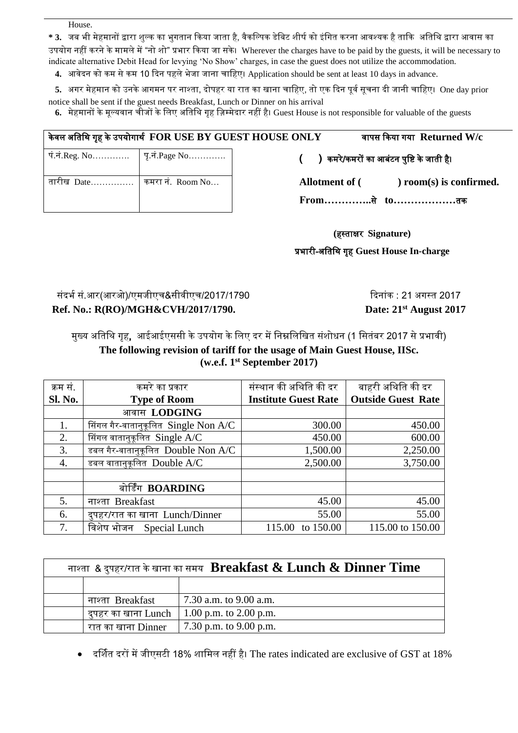House.

**\* 3.** जब भी मेहमानों द्वारा शुल्क का भुगतान किया जाता है, वैकल्पिक डेबिट शीर्ष को इंगित करना आवश्यक है ताकि अतिथि द्वारा आवास का उपयोग नहीं करने के मामले में "नो शो" प्रभार किया जा सके। Wherever the charges have to be paid by the guests, it will be necessary to indicate alternative Debit Head for levying 'No Show' charges, in case the guest does not utilize the accommodation.

**4.** आवेदन को कम से कम 10 दिन पहले भेजा जाना चाहिए। Application should be sent at least 10 days in advance.

**5.** अगर मेहमान को उनके आगमन पर नाश्ता, दोपहर या रात का खाना चाहिए, तो एक दिन पूर्व सूचना दी जानी चाहिए। One day prior notice shall be sent if the guest needs Breakfast, Lunch or Dinner on his arrival

**6.** मेहमानों के मूल्यवान चीजों के लिए अतिथि गृह ज़िम्मेदार नहीं है। Guest House is not responsible for valuable of the guests

**केवल अतिथि गृह के उपयोगार्थ FOR USE BY GUEST HOUSE ONLY** **वापस किया गया Returned W/c**

| | |
|---|---|
| पं.नं.Reg. No…………. | पृ.नं.Page No…………. |
| तारीख Date…………… | कमरा नं. Room No… |

**( ) कमरे/कमरों का आबंटन पुष्टि के जाती है।**

**Allotment of ( ) room(s) is confirmed.**

**From…………..से to………………तक**

**(हस्ताक्षर Signature)**

**प्रभारी-अतिथि गृह Guest House In-charge**

संदर्भ सं.आर(आरओ)/एमजीएच&सीवीएच/2017/1790 दिनांक : 21 अगस्त 2017

**Ref. No.: R(RO)/MGH&CVH/2017/1790.** **Date: 21st August 2017**

मुख्य अतिथि गृह, आईआईएससी के उपयोग के लिए दर में निम्नलिखित संशोधन (1 सितंबर 2017 से प्रभावी)

**The following revision of tariff for the usage of Main Guest House, IISc. (w.e.f. 1st September 2017)**

| क्रम सं. **Sl. No.** | कमरे का प्रकार **Type of Room** | संस्थान की अथिति की दर **Institute Guest Rate** | बाहरी अथिति की दर **Outside Guest Rate** |
|---|---|---|---|
| | आवास **LODGING** | | |
| 1. | सिंगल गैर-वातानुकूलित Single Non A/C | 300.00 | 450.00 |
| 2. | सिंगल वातानुकूलित Single A/C | 450.00 | 600.00 |
| 3. | डबल गैर-वातानुकूलित Double Non A/C | 1,500.00 | 2,250.00 |
| 4. | डबल वातानुकूलित Double A/C | 2,500.00 | 3,750.00 |
| | | | |
| | बोर्डिंग **BOARDING** | | |
| 5. | नाश्ता Breakfast | 45.00 | 45.00 |
| 6. | दुपहर/रात का खाना Lunch/Dinner | 55.00 | 55.00 |
| 7. | विशेष भोजन Special Lunch | 115.00 to 150.00 | 115.00 to 150.00 |

| नाश्ता & दुपहर/रात के खाना का समय **Breakfast & Lunch & Dinner Time** | | |
|---|---|---|
| | | |
| | नाश्ता Breakfast | 7.30 a.m. to 9.00 a.m. |
| | दुपहर का खाना Lunch | 1.00 p.m. to 2.00 p.m. |
| | रात का खाना Dinner | 7.30 p.m. to 9.00 p.m. |

- दर्शित दरों में जीएसटी 18% शामिल नहीं है। The rates indicated are exclusive of GST at 18%